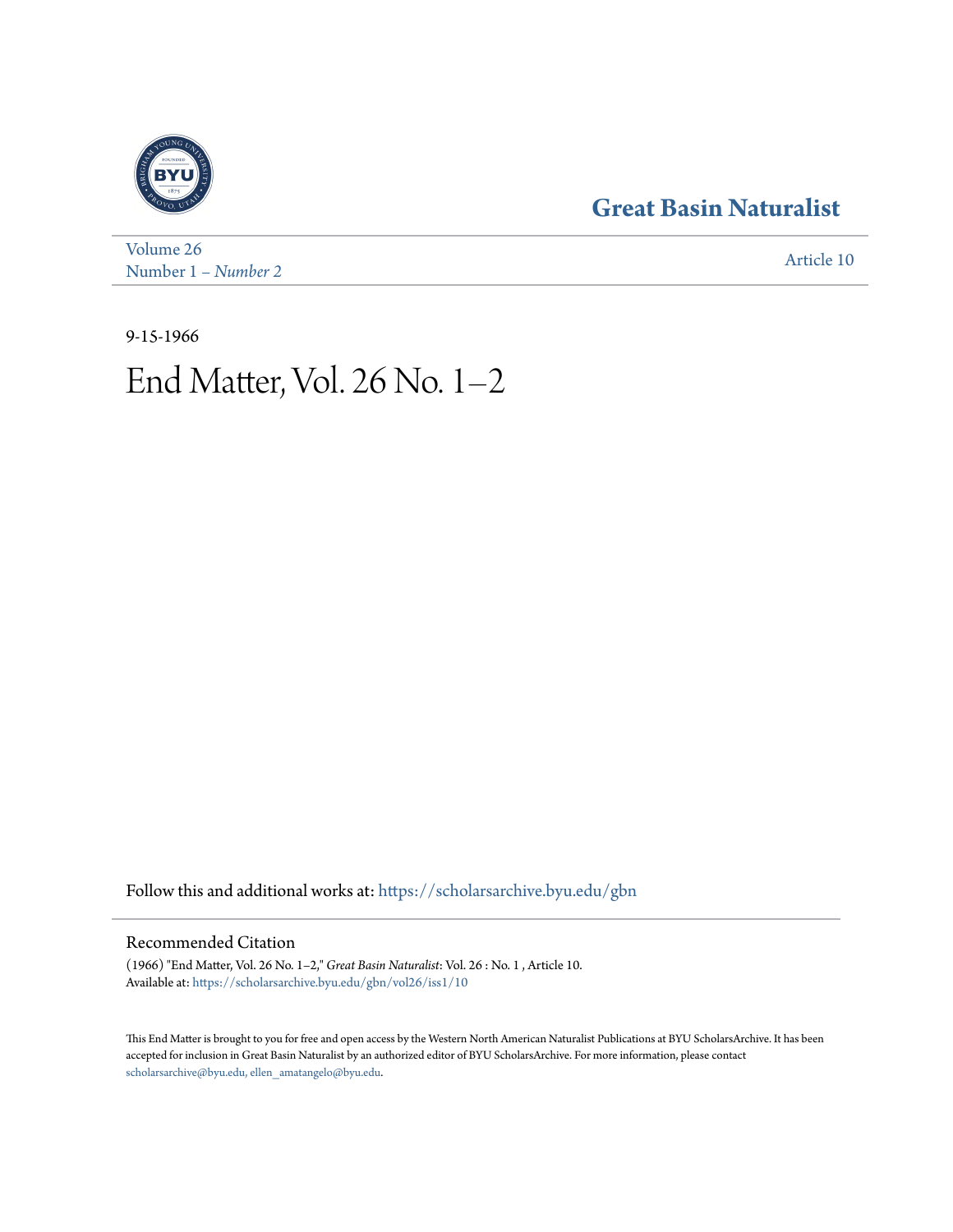Great Basin Naturalist

Volume 26
Number 1 – *Number 2*

Article 10

9-15-1966

# End Matter, Vol. 26 No. 1–2

Follow this and additional works at: https://scholarsarchive.byu.edu/gbn

## Recommended Citation

(1966) "End Matter, Vol. 26 No. 1–2," *Great Basin Naturalist*: Vol. 26 : No. 1 , Article 10.
Available at: https://scholarsarchive.byu.edu/gbn/vol26/iss1/10

This End Matter is brought to you for free and open access by the Western North American Naturalist Publications at BYU ScholarsArchive. It has been accepted for inclusion in Great Basin Naturalist by an authorized editor of BYU ScholarsArchive. For more information, please contact scholarsarchive@byu.edu, ellen_amatangelo@byu.edu.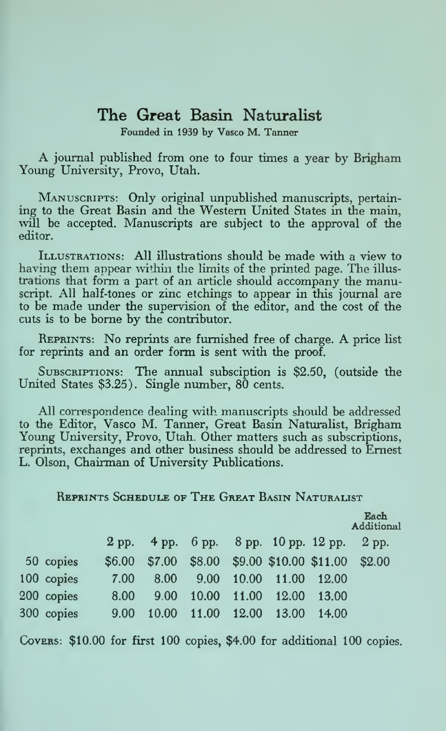# The Great Basin Naturalist

Founded in 1939 by Vasco M. Tanner

A journal published from one to four times a year by Brigham Young University, Provo, Utah.

Manuscripts: Only original unpublished manuscripts, pertaining to the Great Basin and the Western United States in the main, will be accepted. Manuscripts are subject to the approval of the editor.

Illustrations: All illustrations should be made with a view to having them appear within the limits of the printed page. The illustrations that form a part of an article should accompany the manuscript. All half-tones or zinc etchings to appear in this journal are to be made under the supervision of the editor, and the cost of the cuts is to be borne by the contributor.

Reprints: No reprints are furnished free of charge. A price list for reprints and an order form is sent with the proof.

Subscriptions: The annual subsciption is $2.50, (outside the United States $3.25). Single number, 80 cents.

All correspondence dealing with manuscripts should be addressed to the Editor, Vasco M. Tanner, Great Basin Naturalist, Brigham Young University, Provo, Utah. Other matters such as subscriptions, reprints, exchanges and other business should be addressed to Ernest L. Olson, Chairman of University Publications.

## Reprints Schedule of The Great Basin Naturalist

| | 2 pp. | 4 pp. | 6 pp. | 8 pp. | 10 pp. | 12 pp. | Each Additional 2 pp. |
|---|---|---|---|---|---|---|---|
| 50 copies | $6.00 | $7.00 | $8.00 | $9.00 | $10.00 | $11.00 | $2.00 |
| 100 copies | 7.00 | 8.00 | 9.00 | 10.00 | 11.00 | 12.00 | |
| 200 copies | 8.00 | 9.00 | 10.00 | 11.00 | 12.00 | 13.00 | |
| 300 copies | 9.00 | 10.00 | 11.00 | 12.00 | 13.00 | 14.00 | |

Covers: $10.00 for first 100 copies, $4.00 for additional 100 copies.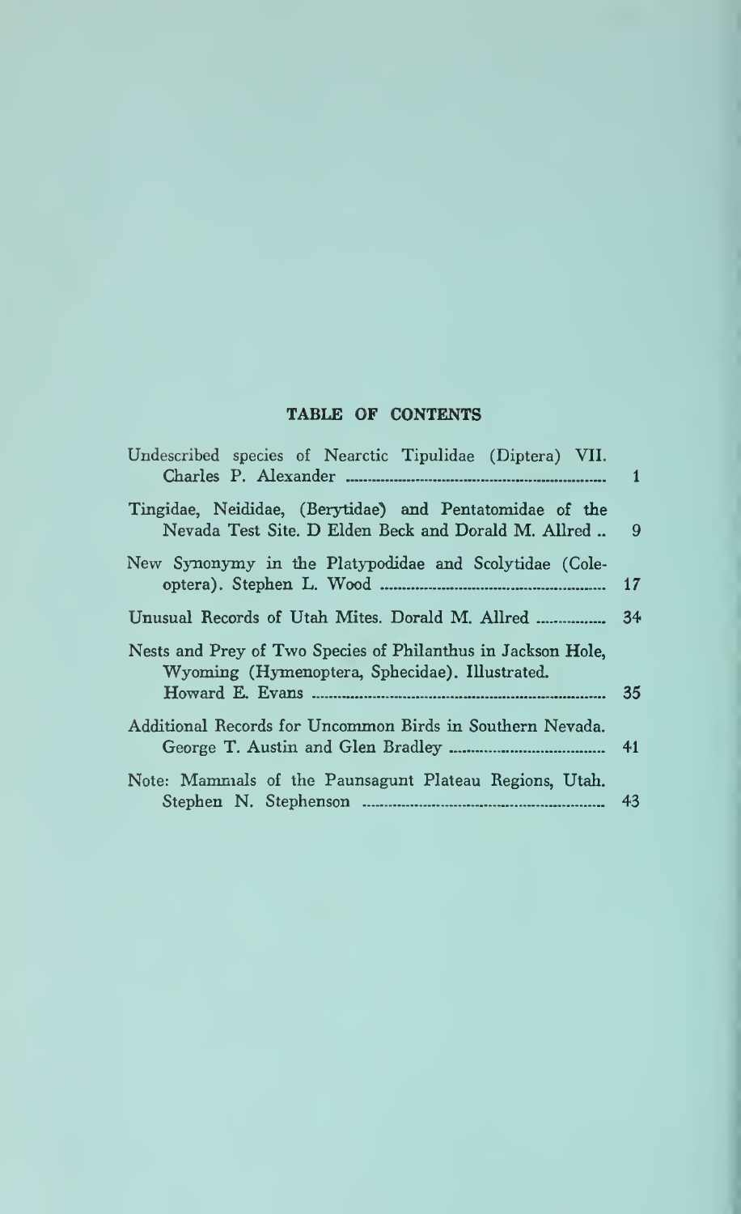## TABLE OF CONTENTS

Undescribed species of Nearctic Tipulidae (Diptera) VII. Charles P. Alexander ..... 1

Tingidae, Neididae, (Berytidae) and Pentatomidae of the Nevada Test Site. D Elden Beck and Dorald M. Allred .. 9

New Synonymy in the Platypodidae and Scolytidae (Coleoptera). Stephen L. Wood ..... 17

Unusual Records of Utah Mites. Dorald M. Allred ..... 34

Nests and Prey of Two Species of Philanthus in Jackson Hole, Wyoming (Hymenoptera, Sphecidae). Illustrated. Howard E. Evans ..... 35

Additional Records for Uncommon Birds in Southern Nevada. George T. Austin and Glen Bradley ..... 41

Note: Mammals of the Paunsagunt Plateau Regions, Utah. Stephen N. Stephenson ..... 43